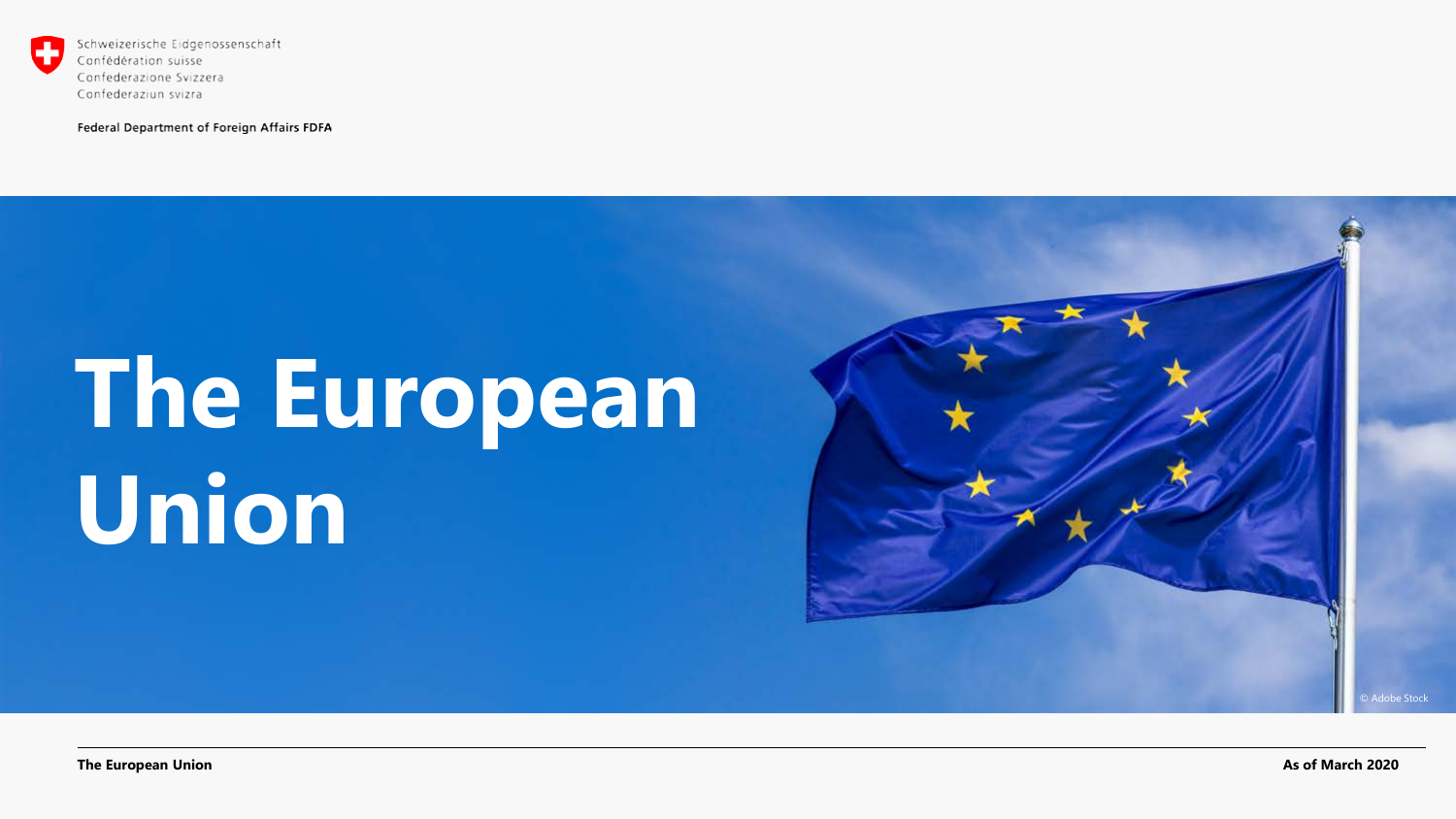Schweizerische Eidgenossenschaft
Confédération suisse
Confederazione Svizzera
Confederaziun svizra

Federal Department of Foreign Affairs FDFA

# The European Union

© Adobe Stock

**The European Union**

**As of March 2020**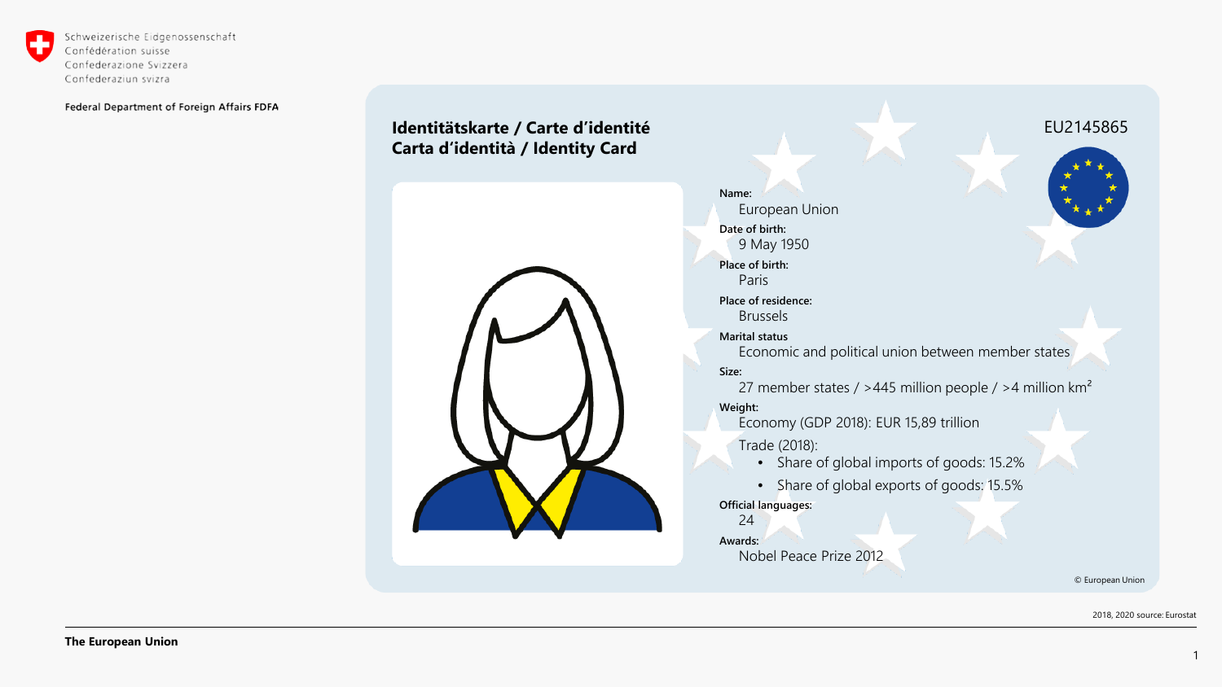Schweizerische Eidgenossenschaft
Confédération suisse
Confederazione Svizzera
Confederaziun svizra

Federal Department of Foreign Affairs FDFA

## Identitätskarte / Carte d'identité Carta d'identità / Identity Card

EU2145865

**Name:**
European Union

**Date of birth:**
9 May 1950

**Place of birth:**
Paris

**Place of residence:**
Brussels

**Marital status**
Economic and political union between member states

**Size:**
27 member states / >445 million people / >4 million km²

**Weight:**
Economy (GDP 2018): EUR 15,89 trillion

Trade (2018):

- Share of global imports of goods: 15.2%
- Share of global exports of goods: 15.5%

**Official languages:**
24

**Awards:**
Nobel Peace Prize 2012

© European Union

2018, 2020 source: Eurostat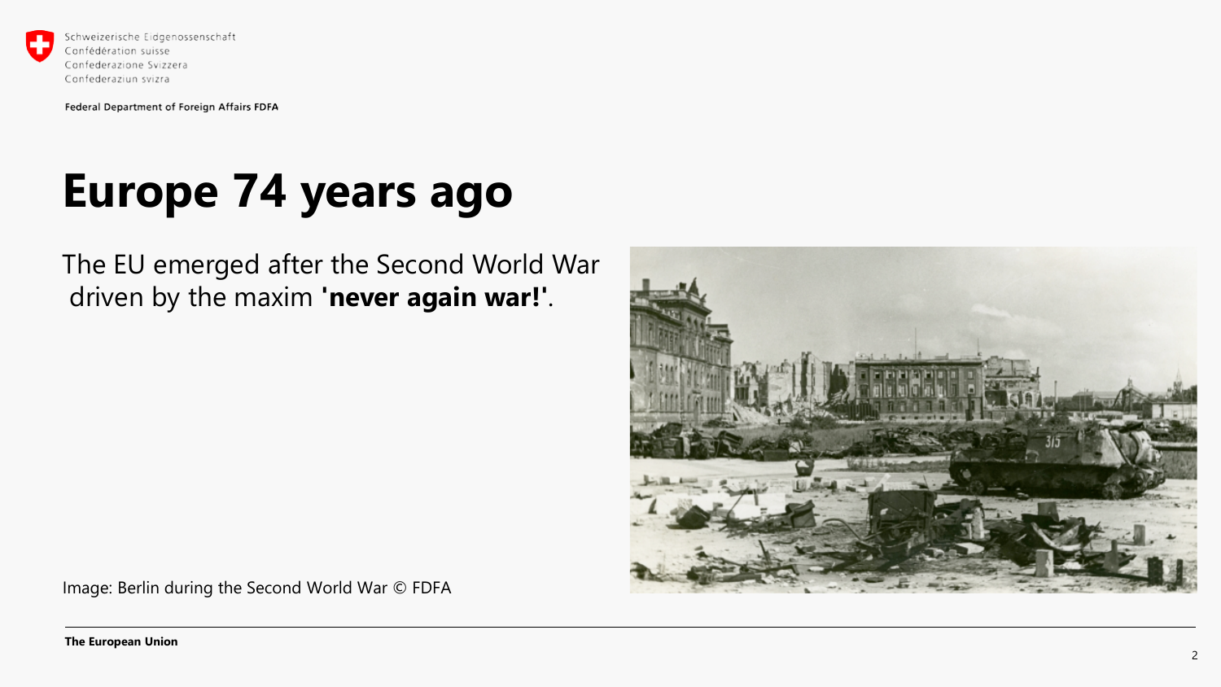# Europe 74 years ago

The EU emerged after the Second World War driven by the maxim **'never again war!'**.

Image: Berlin during the Second World War © FDFA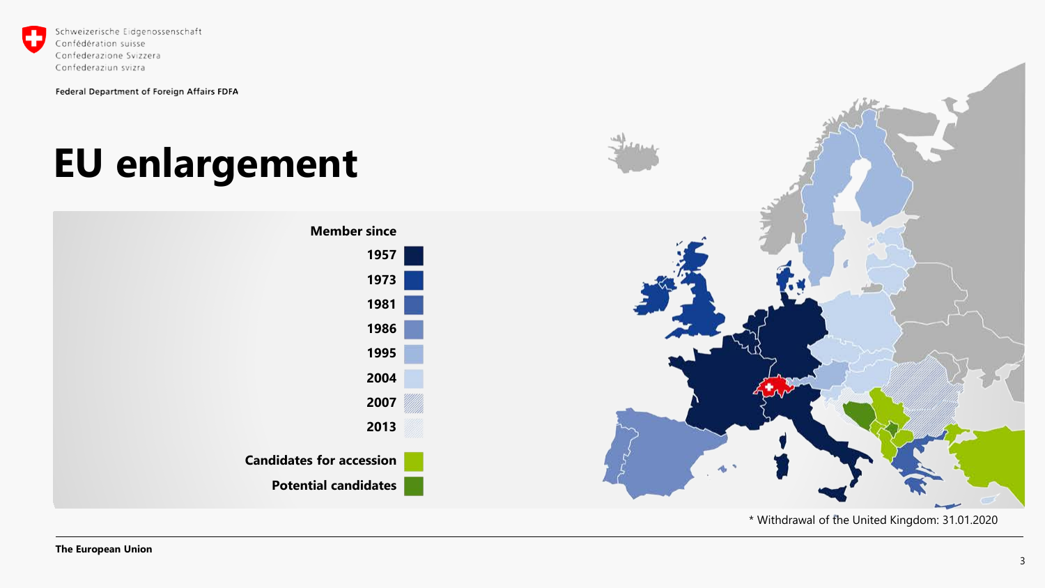# EU enlargement

**Member since**

- 1957
- 1973
- 1981
- 1986
- 1995
- 2004
- 2007
- 2013

**Candidates for accession**

**Potential candidates**

\* Withdrawal of the United Kingdom: 31.01.2020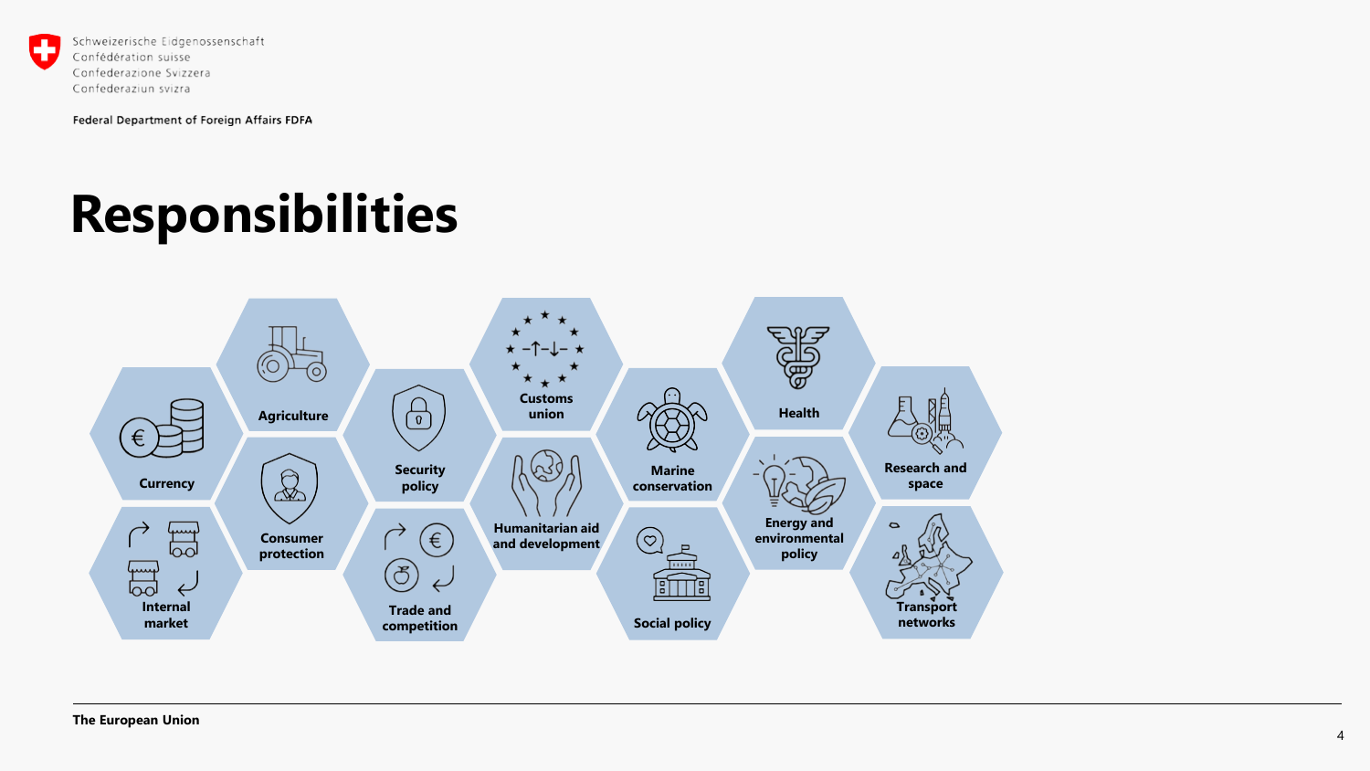# Responsibilities

- Currency
- Agriculture
- Internal market
- Consumer protection
- Security policy
- Trade and competition
- Customs union
- Humanitarian aid and development
- Marine conservation
- Social policy
- Health
- Energy and environmental policy
- Research and space
- Transport networks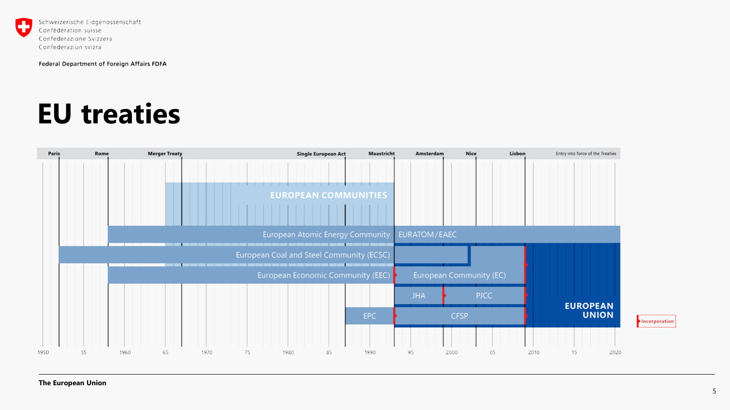# EU treaties

| Paris | Rome | Merger Treaty | Single European Act | Maastricht | Amsterdam | Nice | Lisbon | Entry into force of the Treaties |
|---|---|---|---|---|---|---|---|---|

EUROPEAN COMMUNITIES

European Atomic Energy Community | EURATOM / EAEC

European Coal and Steel Community (ECSC)

European Economic Community (EEC) | European Community (EC)

JHA | PJCC

EPC | CFSP

EUROPEAN UNION

Incorporation

1950 | 55 | 1960 | 65 | 1970 | 75 | 1980 | 85 | 1990 | 95 | 2000 | 05 | 2010 | 15 | 2020

The European Union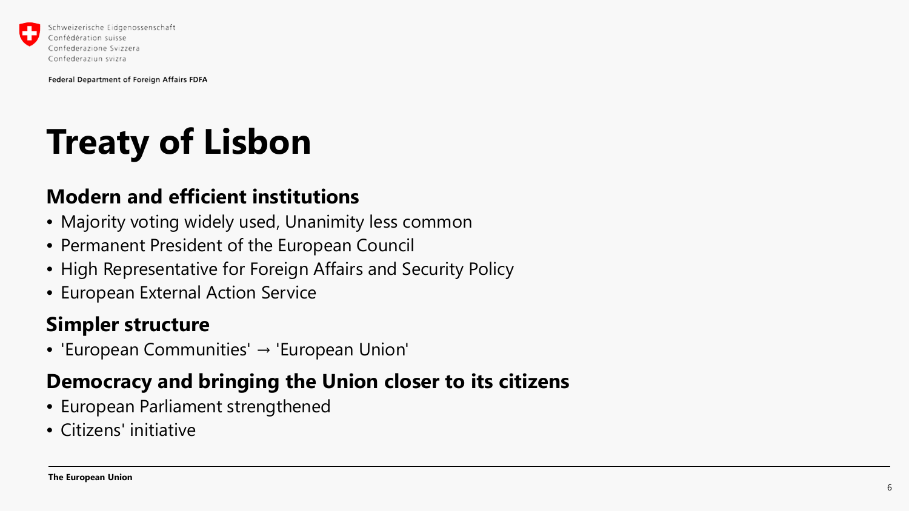# Treaty of Lisbon

## Modern and efficient institutions

- Majority voting widely used, Unanimity less common
- Permanent President of the European Council
- High Representative for Foreign Affairs and Security Policy
- European External Action Service

## Simpler structure

- 'European Communities' → 'European Union'

## Democracy and bringing the Union closer to its citizens

- European Parliament strengthened
- Citizens' initiative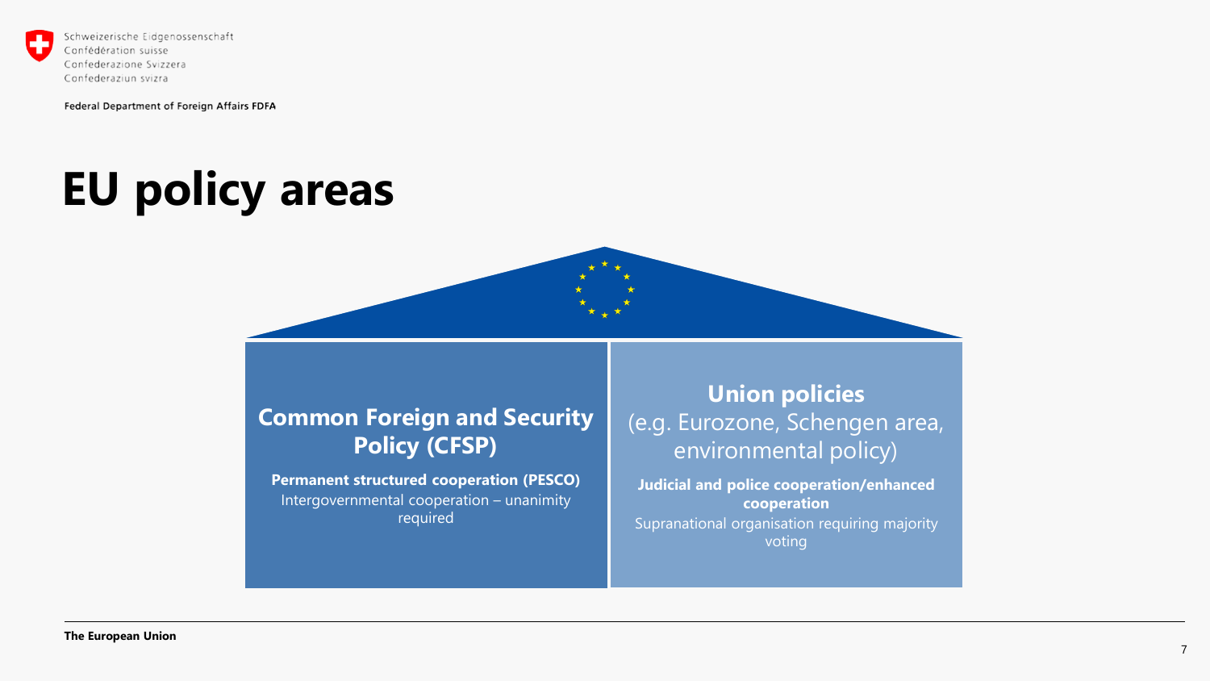# EU policy areas

## Common Foreign and Security Policy (CFSP)

**Permanent structured cooperation (PESCO)**

Intergovernmental cooperation – unanimity required

## Union policies

(e.g. Eurozone, Schengen area, environmental policy)

**Judicial and police cooperation/enhanced cooperation**

Supranational organisation requiring majority voting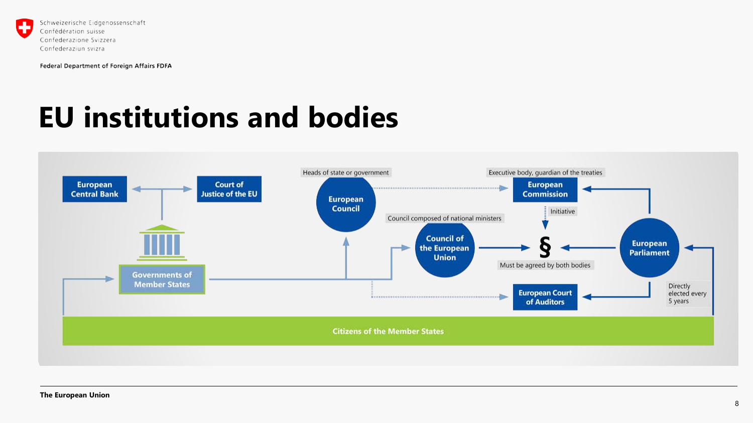# EU institutions and bodies

European Central Bank

Court of Justice of the EU

Governments of Member States

Heads of state or government

European Council

Council composed of national ministers

Council of the European Union

Executive body, guardian of the treaties

European Commission

Initiative

§

Must be agreed by both bodies

European Parliament

Directly elected every 5 years

European Court of Auditors

Citizens of the Member States

The European Union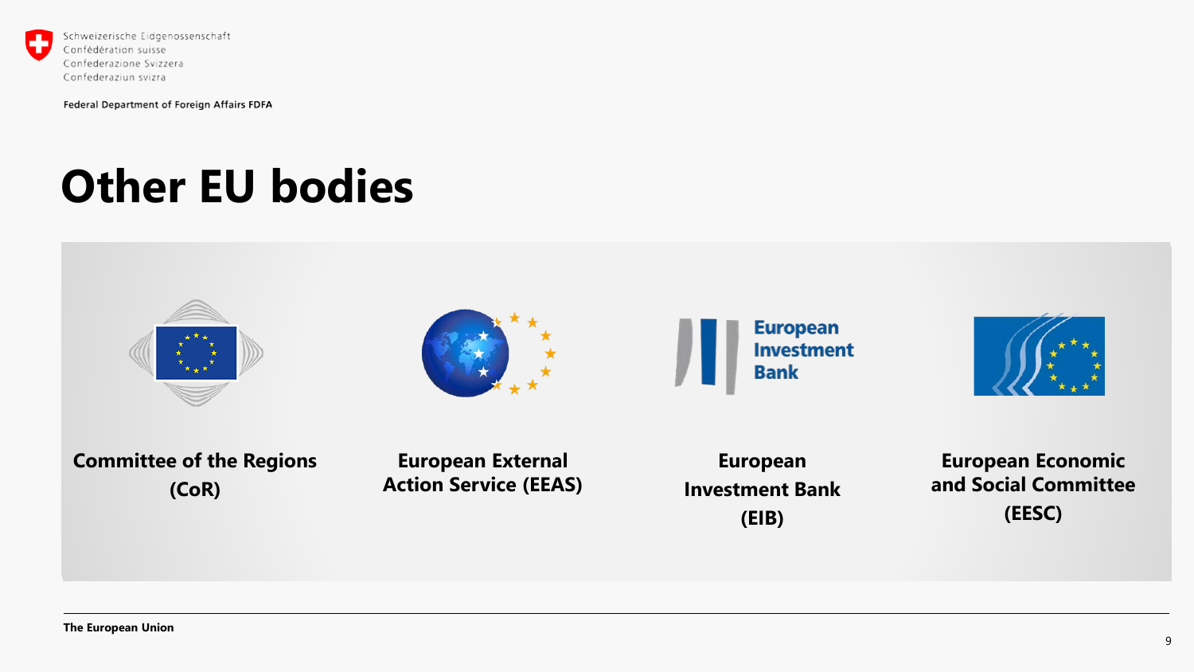# Other EU bodies

**Committee of the Regions (CoR)**

**European External Action Service (EEAS)**

**European Investment Bank (EIB)**

**European Economic and Social Committee (EESC)**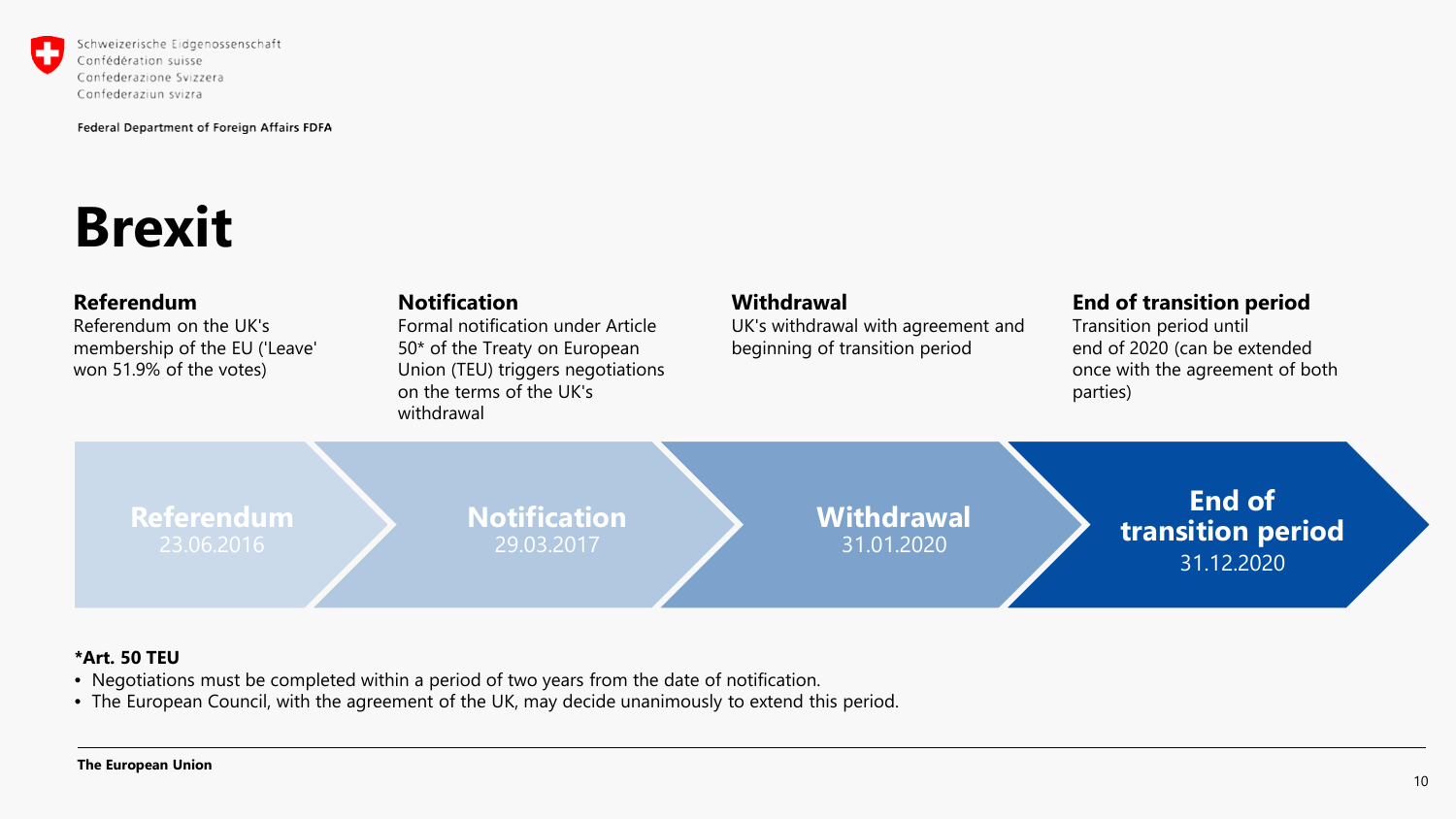# Brexit

**Referendum**
Referendum on the UK's membership of the EU ('Leave' won 51.9% of the votes)

**Notification**
Formal notification under Article 50* of the Treaty on European Union (TEU) triggers negotiations on the terms of the UK's withdrawal

**Withdrawal**
UK's withdrawal with agreement and beginning of transition period

**End of transition period**
Transition period until end of 2020 (can be extended once with the agreement of both parties)

**Referendum** 23.06.2016 → **Notification** 29.03.2017 → **Withdrawal** 31.01.2020 → **End of transition period** 31.12.2020

**\*Art. 50 TEU**

- Negotiations must be completed within a period of two years from the date of notification.
- The European Council, with the agreement of the UK, may decide unanimously to extend this period.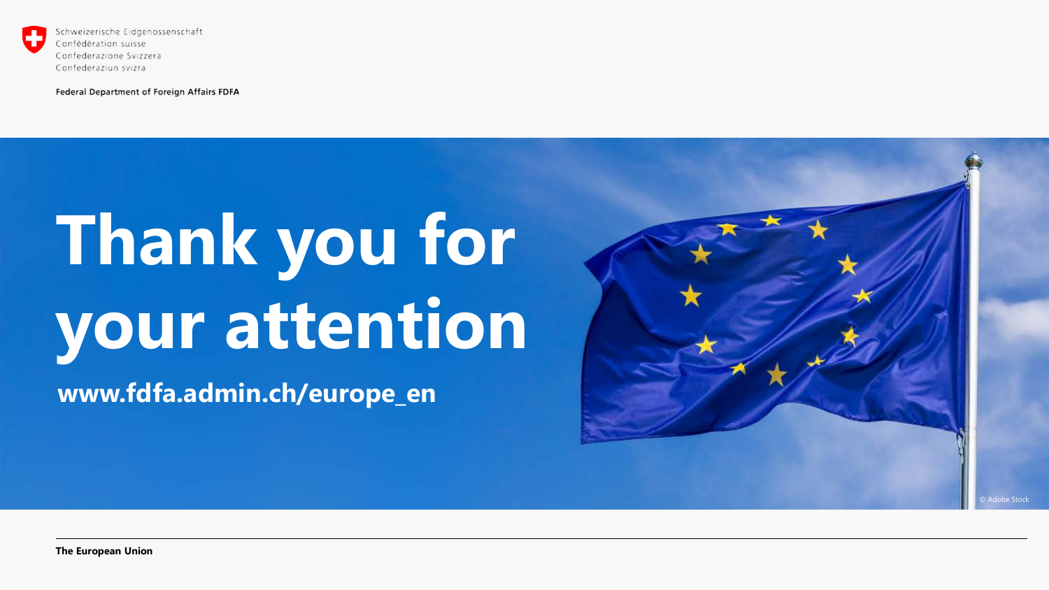Schweizerische Eidgenossenschaft
Confédération suisse
Confederazione Svizzera
Confederaziun svizra

Federal Department of Foreign Affairs FDFA

# Thank you for your attention

**www.fdfa.admin.ch/europe_en**

© Adobe Stock

**The European Union**